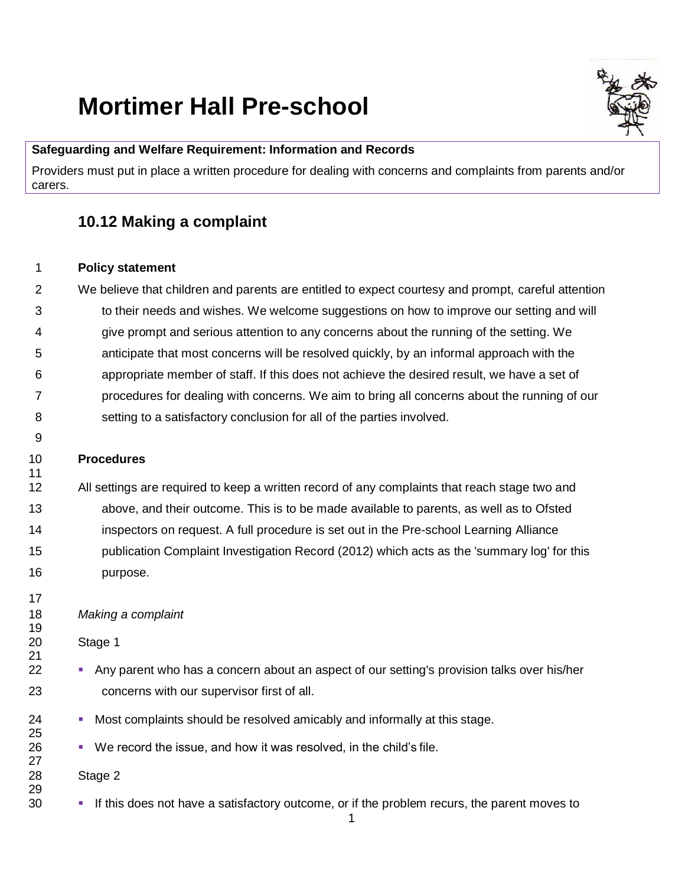# Mortimer Hall Pre-school

**Safeguarding and Welfare Requirement: Information and Records**

Providers must put in place a written procedure for dealing with concerns and complaints from parents and/or carers.

## 10.12 Making a complaint

**Policy statement**

We believe that children and parents are entitled to expect courtesy and prompt, careful attention to their needs and wishes. We welcome suggestions on how to improve our setting and will give prompt and serious attention to any concerns about the running of the setting. We anticipate that most concerns will be resolved quickly, by an informal approach with the appropriate member of staff. If this does not achieve the desired result, we have a set of procedures for dealing with concerns. We aim to bring all concerns about the running of our setting to a satisfactory conclusion for all of the parties involved.

**Procedures**

All settings are required to keep a written record of any complaints that reach stage two and above, and their outcome. This is to be made available to parents, as well as to Ofsted inspectors on request. A full procedure is set out in the Pre-school Learning Alliance publication Complaint Investigation Record (2012) which acts as the 'summary log' for this purpose.

*Making a complaint*

Stage 1

- Any parent who has a concern about an aspect of our setting's provision talks over his/her concerns with our supervisor first of all.
- Most complaints should be resolved amicably and informally at this stage.
- We record the issue, and how it was resolved, in the child's file.

Stage 2

- If this does not have a satisfactory outcome, or if the problem recurs, the parent moves to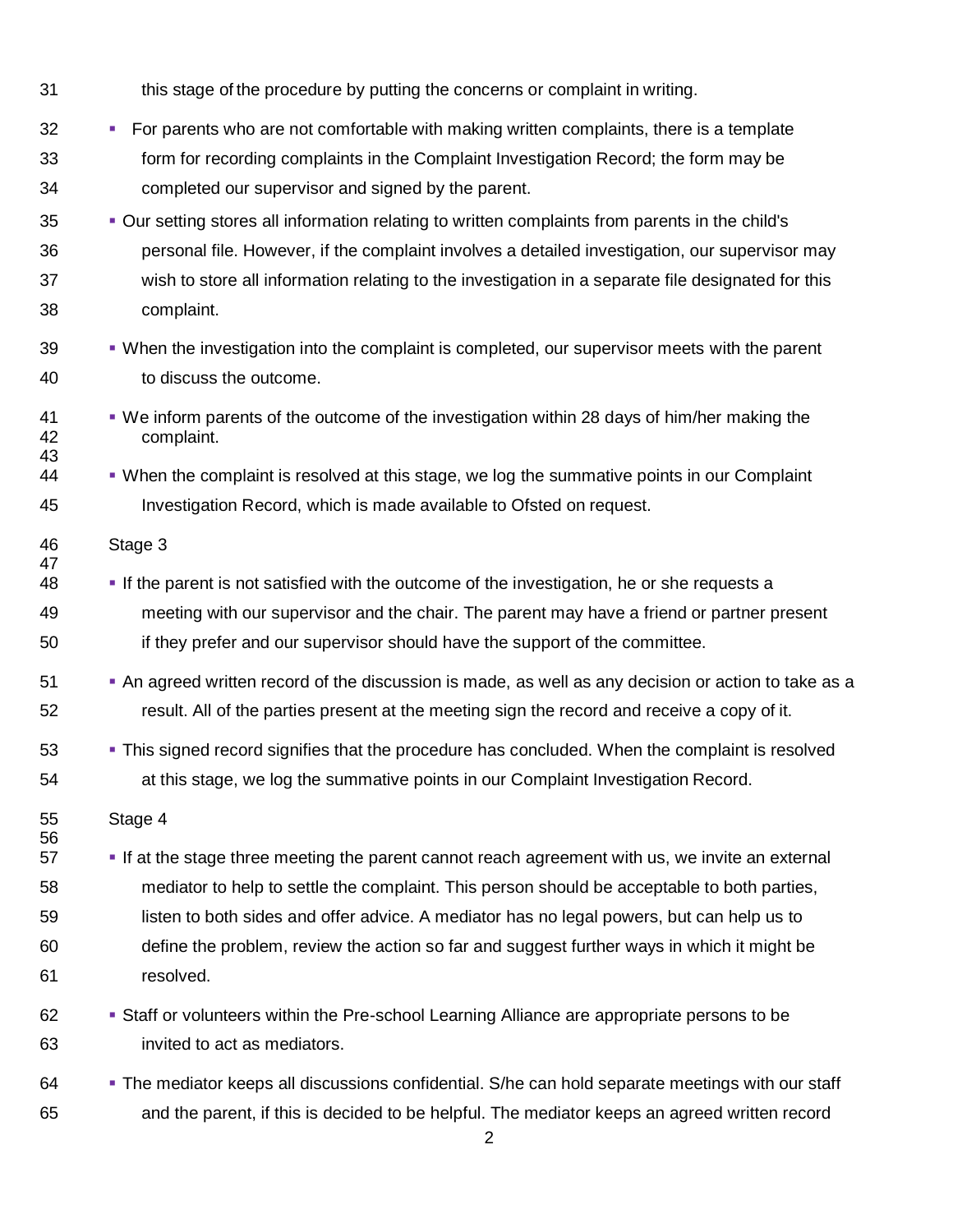this stage of the procedure by putting the concerns or complaint in writing.

- For parents who are not comfortable with making written complaints, there is a template form for recording complaints in the Complaint Investigation Record; the form may be completed our supervisor and signed by the parent.
- Our setting stores all information relating to written complaints from parents in the child's personal file. However, if the complaint involves a detailed investigation, our supervisor may wish to store all information relating to the investigation in a separate file designated for this complaint.
- When the investigation into the complaint is completed, our supervisor meets with the parent to discuss the outcome.
- We inform parents of the outcome of the investigation within 28 days of him/her making the complaint.
- When the complaint is resolved at this stage, we log the summative points in our Complaint Investigation Record, which is made available to Ofsted on request.

Stage 3

- If the parent is not satisfied with the outcome of the investigation, he or she requests a meeting with our supervisor and the chair. The parent may have a friend or partner present if they prefer and our supervisor should have the support of the committee.
- An agreed written record of the discussion is made, as well as any decision or action to take as a result. All of the parties present at the meeting sign the record and receive a copy of it.
- This signed record signifies that the procedure has concluded. When the complaint is resolved at this stage, we log the summative points in our Complaint Investigation Record.

Stage 4

- If at the stage three meeting the parent cannot reach agreement with us, we invite an external mediator to help to settle the complaint. This person should be acceptable to both parties, listen to both sides and offer advice. A mediator has no legal powers, but can help us to define the problem, review the action so far and suggest further ways in which it might be resolved.
- Staff or volunteers within the Pre-school Learning Alliance are appropriate persons to be invited to act as mediators.
- The mediator keeps all discussions confidential. S/he can hold separate meetings with our staff and the parent, if this is decided to be helpful. The mediator keeps an agreed written record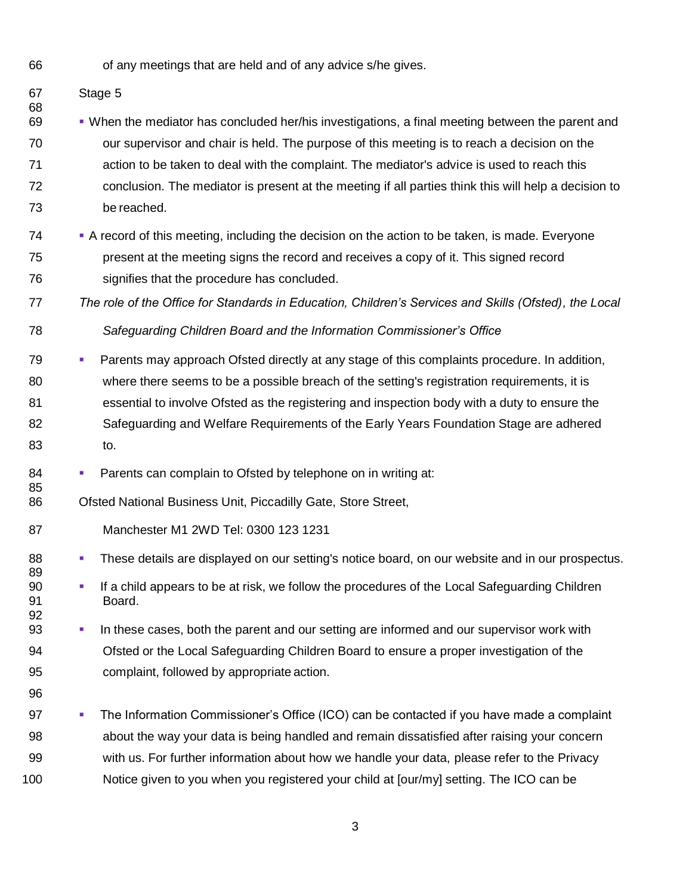of any meetings that are held and of any advice s/he gives.

Stage 5

- When the mediator has concluded her/his investigations, a final meeting between the parent and our supervisor and chair is held. The purpose of this meeting is to reach a decision on the action to be taken to deal with the complaint. The mediator's advice is used to reach this conclusion. The mediator is present at the meeting if all parties think this will help a decision to be reached.
- A record of this meeting, including the decision on the action to be taken, is made. Everyone present at the meeting signs the record and receives a copy of it. This signed record signifies that the procedure has concluded.

*The role of the Office for Standards in Education, Children's Services and Skills (Ofsted), the Local Safeguarding Children Board and the Information Commissioner's Office*

- Parents may approach Ofsted directly at any stage of this complaints procedure. In addition, where there seems to be a possible breach of the setting's registration requirements, it is essential to involve Ofsted as the registering and inspection body with a duty to ensure the Safeguarding and Welfare Requirements of the Early Years Foundation Stage are adhered to.
- Parents can complain to Ofsted by telephone on in writing at:

Ofsted National Business Unit, Piccadilly Gate, Store Street,

Manchester M1 2WD Tel: 0300 123 1231

- These details are displayed on our setting's notice board, on our website and in our prospectus.
- If a child appears to be at risk, we follow the procedures of the Local Safeguarding Children Board.
- In these cases, both the parent and our setting are informed and our supervisor work with Ofsted or the Local Safeguarding Children Board to ensure a proper investigation of the complaint, followed by appropriate action.
- The Information Commissioner's Office (ICO) can be contacted if you have made a complaint about the way your data is being handled and remain dissatisfied after raising your concern with us. For further information about how we handle your data, please refer to the Privacy Notice given to you when you registered your child at [our/my] setting. The ICO can be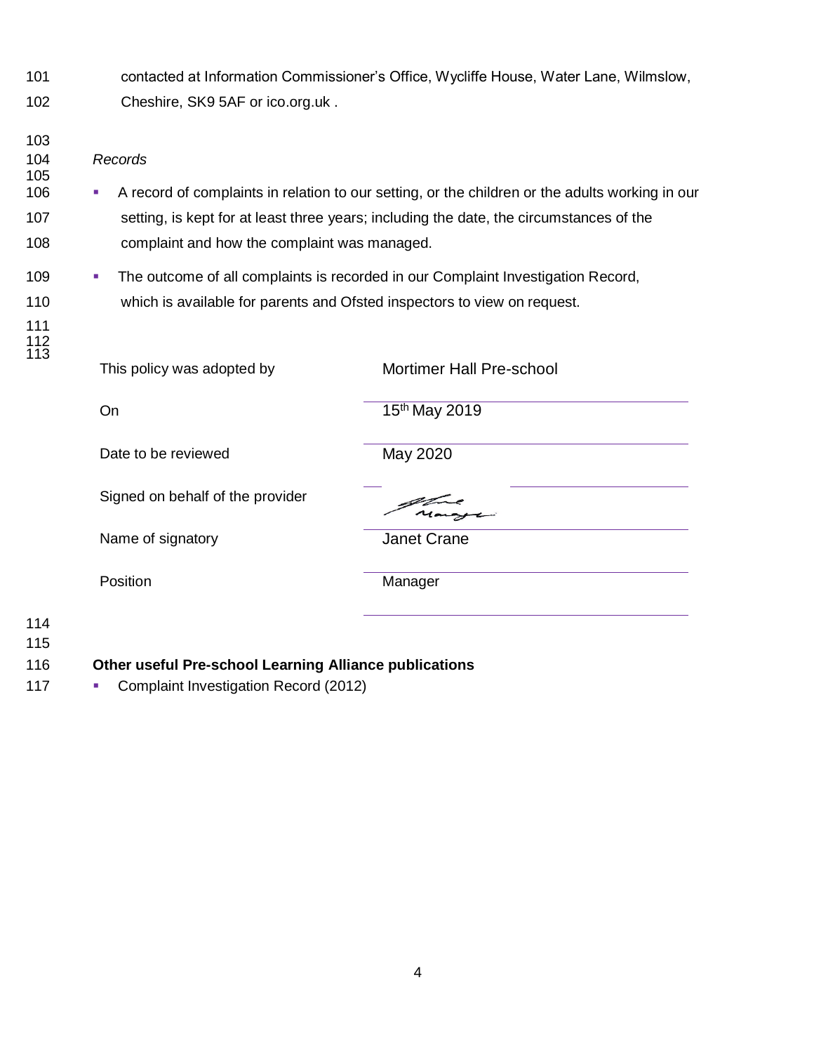contacted at Information Commissioner's Office, Wycliffe House, Water Lane, Wilmslow, Cheshire, SK9 5AF or ico.org.uk .

*Records*

- A record of complaints in relation to our setting, or the children or the adults working in our setting, is kept for at least three years; including the date, the circumstances of the complaint and how the complaint was managed.
- The outcome of all complaints is recorded in our Complaint Investigation Record, which is available for parents and Ofsted inspectors to view on request.

| | |
|---|---|
| This policy was adopted by | Mortimer Hall Pre-school |
| On | 15th May 2019 |
| Date to be reviewed | May 2020 |
| Signed on behalf of the provider | |
| Name of signatory | Janet Crane |
| Position | Manager |

**Other useful Pre-school Learning Alliance publications**

- Complaint Investigation Record (2012)